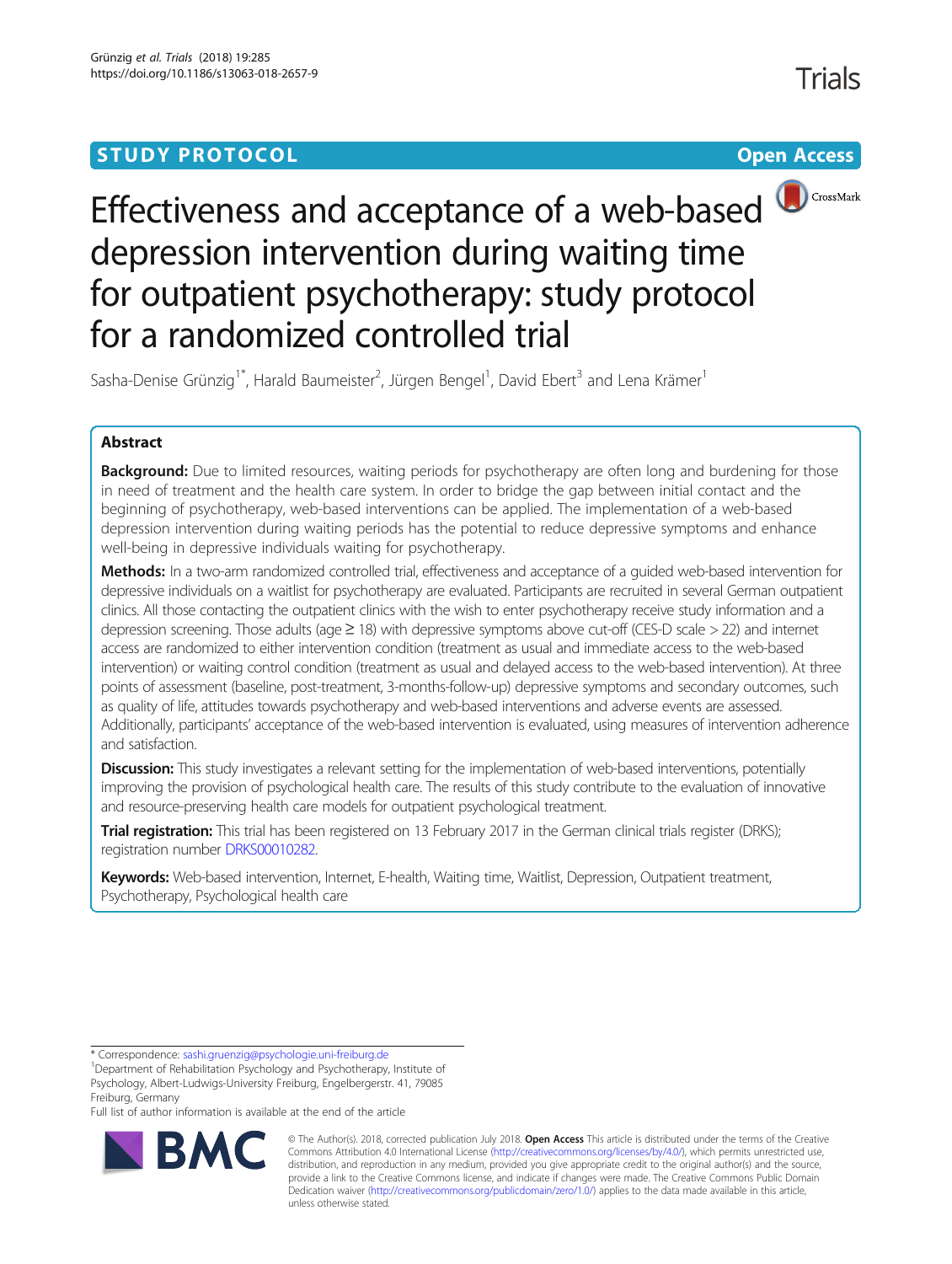STUDY PROTOCOL

Open Access

# Effectiveness and acceptance of a web-based depression intervention during waiting time for outpatient psychotherapy: study protocol for a randomized controlled trial

Sasha-Denise Grünzig[1*], Harald Baumeister[2], Jürgen Bengel[1], David Ebert[3] and Lena Krämer[1]

## Abstract

**Background:** Due to limited resources, waiting periods for psychotherapy are often long and burdening for those in need of treatment and the health care system. In order to bridge the gap between initial contact and the beginning of psychotherapy, web-based interventions can be applied. The implementation of a web-based depression intervention during waiting periods has the potential to reduce depressive symptoms and enhance well-being in depressive individuals waiting for psychotherapy.

**Methods:** In a two-arm randomized controlled trial, effectiveness and acceptance of a guided web-based intervention for depressive individuals on a waitlist for psychotherapy are evaluated. Participants are recruited in several German outpatient clinics. All those contacting the outpatient clinics with the wish to enter psychotherapy receive study information and a depression screening. Those adults (age ≥ 18) with depressive symptoms above cut-off (CES-D scale > 22) and internet access are randomized to either intervention condition (treatment as usual and immediate access to the web-based intervention) or waiting control condition (treatment as usual and delayed access to the web-based intervention). At three points of assessment (baseline, post-treatment, 3-months-follow-up) depressive symptoms and secondary outcomes, such as quality of life, attitudes towards psychotherapy and web-based interventions and adverse events are assessed. Additionally, participants' acceptance of the web-based intervention is evaluated, using measures of intervention adherence and satisfaction.

**Discussion:** This study investigates a relevant setting for the implementation of web-based interventions, potentially improving the provision of psychological health care. The results of this study contribute to the evaluation of innovative and resource-preserving health care models for outpatient psychological treatment.

**Trial registration:** This trial has been registered on 13 February 2017 in the German clinical trials register (DRKS); registration number DRKS00010282.

**Keywords:** Web-based intervention, Internet, E-health, Waiting time, Waitlist, Depression, Outpatient treatment, Psychotherapy, Psychological health care

---

* Correspondence: sashi.gruenzig@psychologie.uni-freiburg.de

[1]Department of Rehabilitation Psychology and Psychotherapy, Institute of Psychology, Albert-Ludwigs-University Freiburg, Engelbergerstr. 41, 79085 Freiburg, Germany

Full list of author information is available at the end of the article

© The Author(s). 2018, corrected publication July 2018. **Open Access** This article is distributed under the terms of the Creative Commons Attribution 4.0 International License (http://creativecommons.org/licenses/by/4.0/), which permits unrestricted use, distribution, and reproduction in any medium, provided you give appropriate credit to the original author(s) and the source, provide a link to the Creative Commons license, and indicate if changes were made. The Creative Commons Public Domain Dedication waiver (http://creativecommons.org/publicdomain/zero/1.0/) applies to the data made available in this article, unless otherwise stated.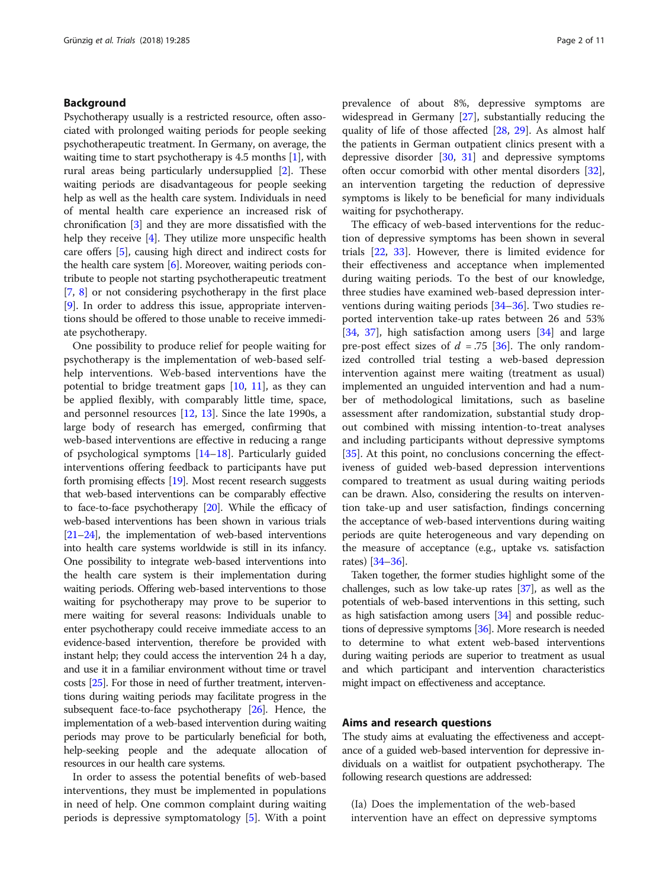## Background

Psychotherapy usually is a restricted resource, often associated with prolonged waiting periods for people seeking psychotherapeutic treatment. In Germany, on average, the waiting time to start psychotherapy is 4.5 months [1], with rural areas being particularly undersupplied [2]. These waiting periods are disadvantageous for people seeking help as well as the health care system. Individuals in need of mental health care experience an increased risk of chronification [3] and they are more dissatisfied with the help they receive [4]. They utilize more unspecific health care offers [5], causing high direct and indirect costs for the health care system [6]. Moreover, waiting periods contribute to people not starting psychotherapeutic treatment [7, 8] or not considering psychotherapy in the first place [9]. In order to address this issue, appropriate interventions should be offered to those unable to receive immediate psychotherapy.

One possibility to produce relief for people waiting for psychotherapy is the implementation of web-based self-help interventions. Web-based interventions have the potential to bridge treatment gaps [10, 11], as they can be applied flexibly, with comparably little time, space, and personnel resources [12, 13]. Since the late 1990s, a large body of research has emerged, confirming that web-based interventions are effective in reducing a range of psychological symptoms [14–18]. Particularly guided interventions offering feedback to participants have put forth promising effects [19]. Most recent research suggests that web-based interventions can be comparably effective to face-to-face psychotherapy [20]. While the efficacy of web-based interventions has been shown in various trials [21–24], the implementation of web-based interventions into health care systems worldwide is still in its infancy. One possibility to integrate web-based interventions into the health care system is their implementation during waiting periods. Offering web-based interventions to those waiting for psychotherapy may prove to be superior to mere waiting for several reasons: Individuals unable to enter psychotherapy could receive immediate access to an evidence-based intervention, therefore be provided with instant help; they could access the intervention 24 h a day, and use it in a familiar environment without time or travel costs [25]. For those in need of further treatment, interventions during waiting periods may facilitate progress in the subsequent face-to-face psychotherapy [26]. Hence, the implementation of a web-based intervention during waiting periods may prove to be particularly beneficial for both, help-seeking people and the adequate allocation of resources in our health care systems.

In order to assess the potential benefits of web-based interventions, they must be implemented in populations in need of help. One common complaint during waiting periods is depressive symptomatology [5]. With a point prevalence of about 8%, depressive symptoms are widespread in Germany [27], substantially reducing the quality of life of those affected [28, 29]. As almost half the patients in German outpatient clinics present with a depressive disorder [30, 31] and depressive symptoms often occur comorbid with other mental disorders [32], an intervention targeting the reduction of depressive symptoms is likely to be beneficial for many individuals waiting for psychotherapy.

The efficacy of web-based interventions for the reduction of depressive symptoms has been shown in several trials [22, 33]. However, there is limited evidence for their effectiveness and acceptance when implemented during waiting periods. To the best of our knowledge, three studies have examined web-based depression interventions during waiting periods [34–36]. Two studies reported intervention take-up rates between 26 and 53% [34, 37], high satisfaction among users [34] and large pre-post effect sizes of $d$ = .75 [36]. The only randomized controlled trial testing a web-based depression intervention against mere waiting (treatment as usual) implemented an unguided intervention and had a number of methodological limitations, such as baseline assessment after randomization, substantial study dropout combined with missing intention-to-treat analyses and including participants without depressive symptoms [35]. At this point, no conclusions concerning the effectiveness of guided web-based depression interventions compared to treatment as usual during waiting periods can be drawn. Also, considering the results on intervention take-up and user satisfaction, findings concerning the acceptance of web-based interventions during waiting periods are quite heterogeneous and vary depending on the measure of acceptance (e.g., uptake vs. satisfaction rates) [34–36].

Taken together, the former studies highlight some of the challenges, such as low take-up rates [37], as well as the potentials of web-based interventions in this setting, such as high satisfaction among users [34] and possible reductions of depressive symptoms [36]. More research is needed to determine to what extent web-based interventions during waiting periods are superior to treatment as usual and which participant and intervention characteristics might impact on effectiveness and acceptance.

## Aims and research questions

The study aims at evaluating the effectiveness and acceptance of a guided web-based intervention for depressive individuals on a waitlist for outpatient psychotherapy. The following research questions are addressed:

(Ia) Does the implementation of the web-based intervention have an effect on depressive symptoms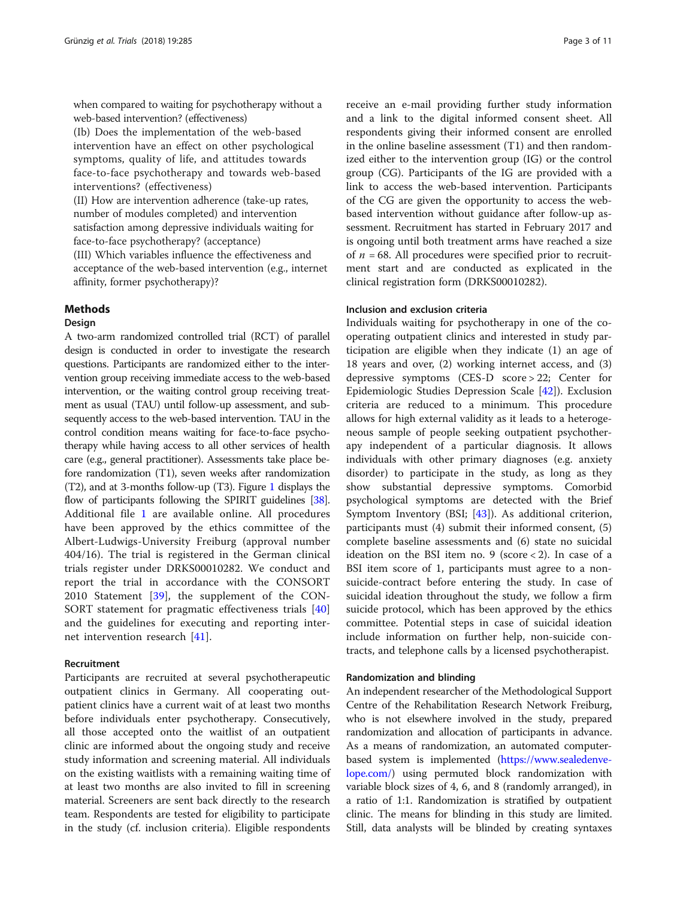when compared to waiting for psychotherapy without a web-based intervention? (effectiveness)

(Ib) Does the implementation of the web-based intervention have an effect on other psychological symptoms, quality of life, and attitudes towards face-to-face psychotherapy and towards web-based interventions? (effectiveness)

(II) How are intervention adherence (take-up rates, number of modules completed) and intervention satisfaction among depressive individuals waiting for face-to-face psychotherapy? (acceptance)

(III) Which variables influence the effectiveness and acceptance of the web-based intervention (e.g., internet affinity, former psychotherapy)?

## Methods

### Design

A two-arm randomized controlled trial (RCT) of parallel design is conducted in order to investigate the research questions. Participants are randomized either to the intervention group receiving immediate access to the web-based intervention, or the waiting control group receiving treatment as usual (TAU) until follow-up assessment, and subsequently access to the web-based intervention. TAU in the control condition means waiting for face-to-face psychotherapy while having access to all other services of health care (e.g., general practitioner). Assessments take place before randomization (T1), seven weeks after randomization (T2), and at 3-months follow-up (T3). Figure 1 displays the flow of participants following the SPIRIT guidelines [38]. Additional file 1 are available online. All procedures have been approved by the ethics committee of the Albert-Ludwigs-University Freiburg (approval number 404/16). The trial is registered in the German clinical trials register under DRKS00010282. We conduct and report the trial in accordance with the CONSORT 2010 Statement [39], the supplement of the CONSORT statement for pragmatic effectiveness trials [40] and the guidelines for executing and reporting internet intervention research [41].

### Recruitment

Participants are recruited at several psychotherapeutic outpatient clinics in Germany. All cooperating outpatient clinics have a current wait of at least two months before individuals enter psychotherapy. Consecutively, all those accepted onto the waitlist of an outpatient clinic are informed about the ongoing study and receive study information and screening material. All individuals on the existing waitlists with a remaining waiting time of at least two months are also invited to fill in screening material. Screeners are sent back directly to the research team. Respondents are tested for eligibility to participate in the study (cf. inclusion criteria). Eligible respondents receive an e-mail providing further study information and a link to the digital informed consent sheet. All respondents giving their informed consent are enrolled in the online baseline assessment (T1) and then randomized either to the intervention group (IG) or the control group (CG). Participants of the IG are provided with a link to access the web-based intervention. Participants of the CG are given the opportunity to access the web-based intervention without guidance after follow-up assessment. Recruitment has started in February 2017 and is ongoing until both treatment arms have reached a size of $n = 68$. All procedures were specified prior to recruitment start and are conducted as explicated in the clinical registration form (DRKS00010282).

### Inclusion and exclusion criteria

Individuals waiting for psychotherapy in one of the cooperating outpatient clinics and interested in study participation are eligible when they indicate (1) an age of 18 years and over, (2) working internet access, and (3) depressive symptoms (CES-D score > 22; Center for Epidemiologic Studies Depression Scale [42]). Exclusion criteria are reduced to a minimum. This procedure allows for high external validity as it leads to a heterogeneous sample of people seeking outpatient psychotherapy independent of a particular diagnosis. It allows individuals with other primary diagnoses (e.g. anxiety disorder) to participate in the study, as long as they show substantial depressive symptoms. Comorbid psychological symptoms are detected with the Brief Symptom Inventory (BSI; [43]). As additional criterion, participants must (4) submit their informed consent, (5) complete baseline assessments and (6) state no suicidal ideation on the BSI item no. 9 (score < 2). In case of a BSI item score of 1, participants must agree to a non-suicide-contract before entering the study. In case of suicidal ideation throughout the study, we follow a firm suicide protocol, which has been approved by the ethics committee. Potential steps in case of suicidal ideation include information on further help, non-suicide contracts, and telephone calls by a licensed psychotherapist.

### Randomization and blinding

An independent researcher of the Methodological Support Centre of the Rehabilitation Research Network Freiburg, who is not elsewhere involved in the study, prepared randomization and allocation of participants in advance. As a means of randomization, an automated computer-based system is implemented (https://www.sealedenvelope.com/) using permuted block randomization with variable block sizes of 4, 6, and 8 (randomly arranged), in a ratio of 1:1. Randomization is stratified by outpatient clinic. The means for blinding in this study are limited. Still, data analysts will be blinded by creating syntaxes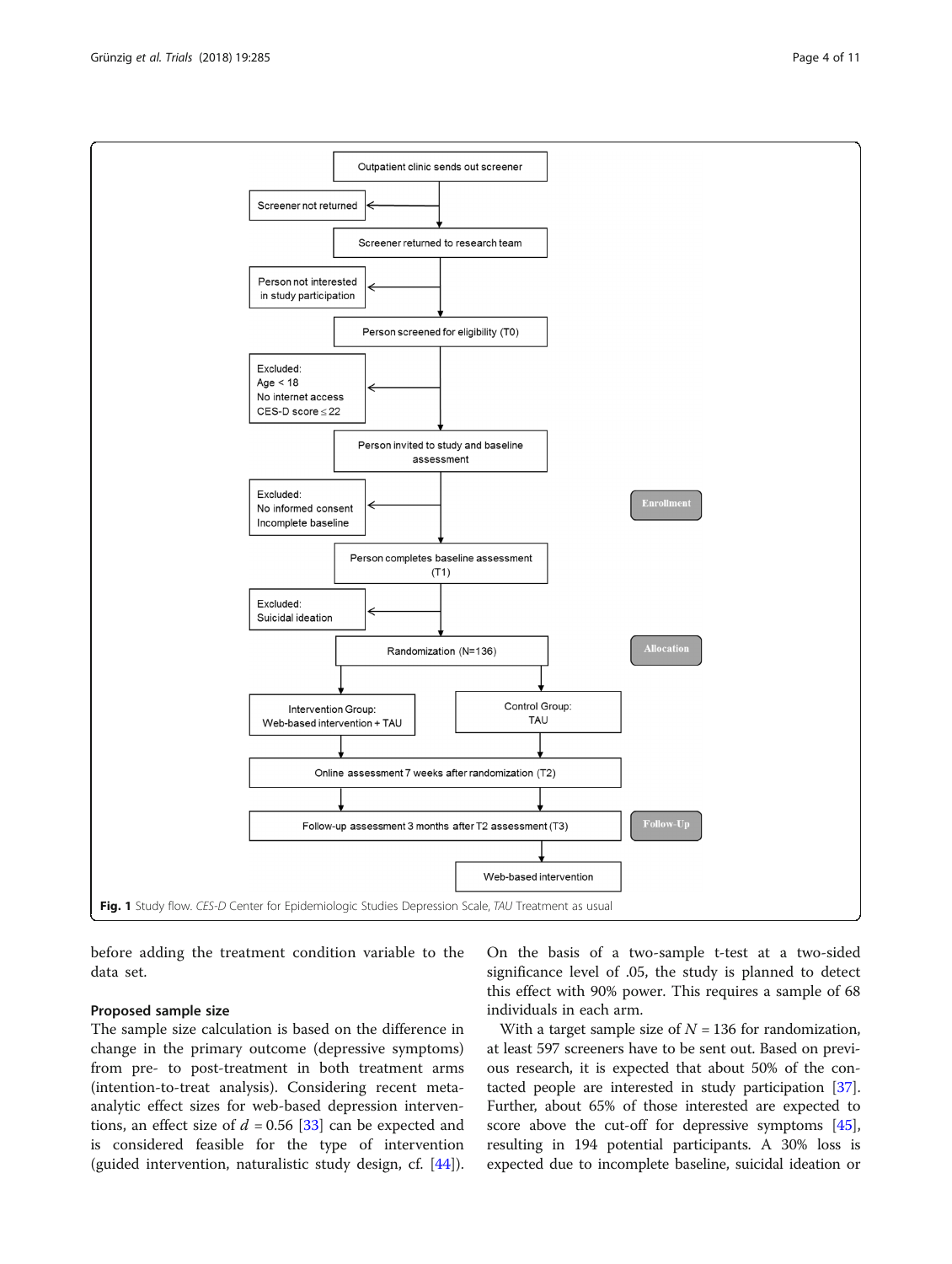Fig. 1 Study flow. *CES-D* Center for Epidemiologic Studies Depression Scale, *TAU* Treatment as usual

before adding the treatment condition variable to the data set.

### Proposed sample size

The sample size calculation is based on the difference in change in the primary outcome (depressive symptoms) from pre- to post-treatment in both treatment arms (intention-to-treat analysis). Considering recent meta-analytic effect sizes for web-based depression interventions, an effect size of $d = 0.56$ [33] can be expected and is considered feasible for the type of intervention (guided intervention, naturalistic study design, cf. [44]). On the basis of a two-sample t-test at a two-sided significance level of .05, the study is planned to detect this effect with 90% power. This requires a sample of 68 individuals in each arm.

With a target sample size of $N = 136$ for randomization, at least 597 screeners have to be sent out. Based on previous research, it is expected that about 50% of the contacted people are interested in study participation [37]. Further, about 65% of those interested are expected to score above the cut-off for depressive symptoms [45], resulting in 194 potential participants. A 30% loss is expected due to incomplete baseline, suicidal ideation or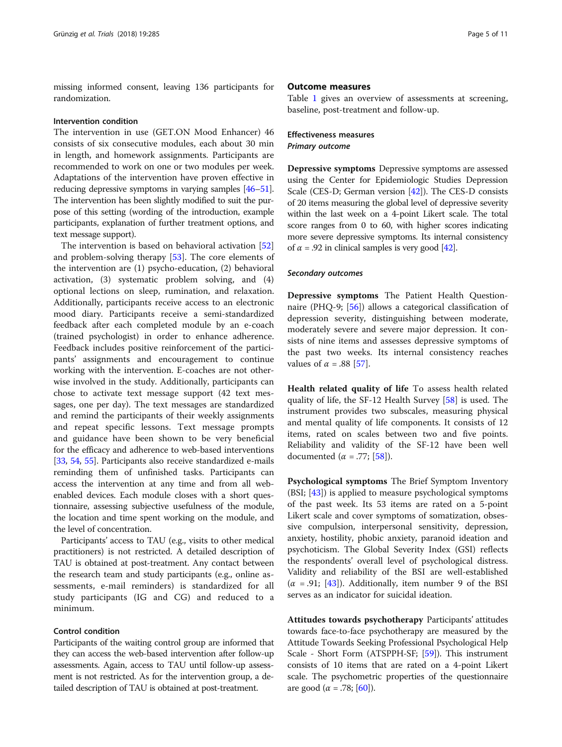missing informed consent, leaving 136 participants for randomization.

### Intervention condition

The intervention in use (GET.ON Mood Enhancer) 46 consists of six consecutive modules, each about 30 min in length, and homework assignments. Participants are recommended to work on one or two modules per week. Adaptations of the intervention have proven effective in reducing depressive symptoms in varying samples [46–51]. The intervention has been slightly modified to suit the purpose of this setting (wording of the introduction, example participants, explanation of further treatment options, and text message support).

The intervention is based on behavioral activation [52] and problem-solving therapy [53]. The core elements of the intervention are (1) psycho-education, (2) behavioral activation, (3) systematic problem solving, and (4) optional lections on sleep, rumination, and relaxation. Additionally, participants receive access to an electronic mood diary. Participants receive a semi-standardized feedback after each completed module by an e-coach (trained psychologist) in order to enhance adherence. Feedback includes positive reinforcement of the participants' assignments and encouragement to continue working with the intervention. E-coaches are not otherwise involved in the study. Additionally, participants can chose to activate text message support (42 text messages, one per day). The text messages are standardized and remind the participants of their weekly assignments and repeat specific lessons. Text message prompts and guidance have been shown to be very beneficial for the efficacy and adherence to web-based interventions [33, 54, 55]. Participants also receive standardized e-mails reminding them of unfinished tasks. Participants can access the intervention at any time and from all web-enabled devices. Each module closes with a short questionnaire, assessing subjective usefulness of the module, the location and time spent working on the module, and the level of concentration.

Participants' access to TAU (e.g., visits to other medical practitioners) is not restricted. A detailed description of TAU is obtained at post-treatment. Any contact between the research team and study participants (e.g., online assessments, e-mail reminders) is standardized for all study participants (IG and CG) and reduced to a minimum.

### Control condition

Participants of the waiting control group are informed that they can access the web-based intervention after follow-up assessments. Again, access to TAU until follow-up assessment is not restricted. As for the intervention group, a detailed description of TAU is obtained at post-treatment.

## Outcome measures

Table 1 gives an overview of assessments at screening, baseline, post-treatment and follow-up.

### Effectiveness measures

#### *Primary outcome*

**Depressive symptoms** Depressive symptoms are assessed using the Center for Epidemiologic Studies Depression Scale (CES-D; German version [42]). The CES-D consists of 20 items measuring the global level of depressive severity within the last week on a 4-point Likert scale. The total score ranges from 0 to 60, with higher scores indicating more severe depressive symptoms. Its internal consistency of $\alpha$ = .92 in clinical samples is very good [42].

#### *Secondary outcomes*

**Depressive symptoms** The Patient Health Questionnaire (PHQ-9; [56]) allows a categorical classification of depression severity, distinguishing between moderate, moderately severe and severe major depression. It consists of nine items and assesses depressive symptoms of the past two weeks. Its internal consistency reaches values of $\alpha$ = .88 [57].

**Health related quality of life** To assess health related quality of life, the SF-12 Health Survey [58] is used. The instrument provides two subscales, measuring physical and mental quality of life components. It consists of 12 items, rated on scales between two and five points. Reliability and validity of the SF-12 have been well documented ($\alpha$ = .77; [58]).

**Psychological symptoms** The Brief Symptom Inventory (BSI; [43]) is applied to measure psychological symptoms of the past week. Its 53 items are rated on a 5-point Likert scale and cover symptoms of somatization, obsessive compulsion, interpersonal sensitivity, depression, anxiety, hostility, phobic anxiety, paranoid ideation and psychoticism. The Global Severity Index (GSI) reflects the respondents' overall level of psychological distress. Validity and reliability of the BSI are well-established ($\alpha$ = .91; [43]). Additionally, item number 9 of the BSI serves as an indicator for suicidal ideation.

**Attitudes towards psychotherapy** Participants' attitudes towards face-to-face psychotherapy are measured by the Attitude Towards Seeking Professional Psychological Help Scale - Short Form (ATSPPH-SF; [59]). This instrument consists of 10 items that are rated on a 4-point Likert scale. The psychometric properties of the questionnaire are good ($\alpha$ = .78; [60]).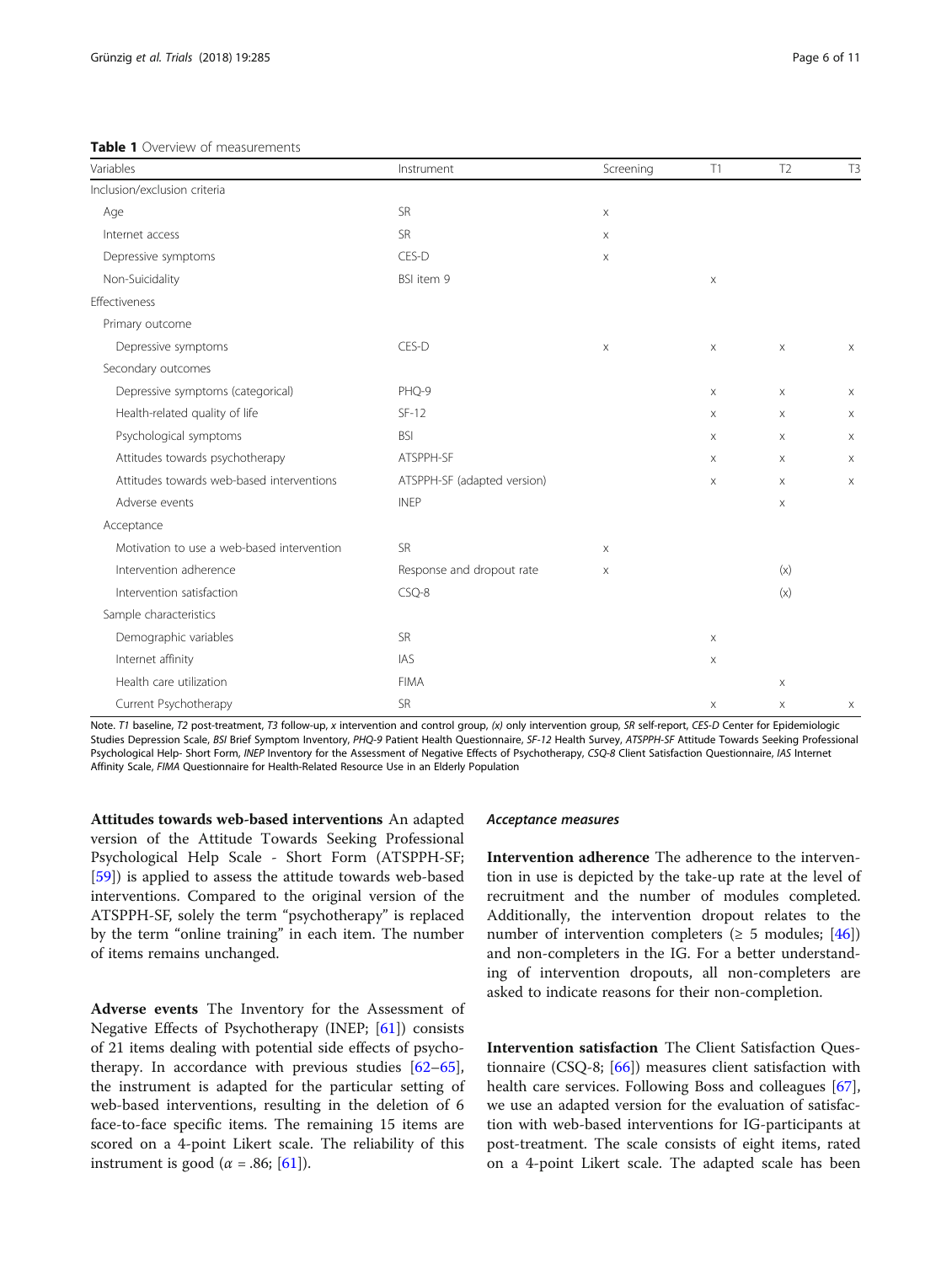**Table 1** Overview of measurements

| Variables | Instrument | Screening | T1 | T2 | T3 |
|---|---|---|---|---|---|
| Inclusion/exclusion criteria | | | | | |
| Age | SR | x | | | |
| Internet access | SR | x | | | |
| Depressive symptoms | CES-D | x | | | |
| Non-Suicidality | BSI item 9 | | x | | |
| Effectiveness | | | | | |
| Primary outcome | | | | | |
| Depressive symptoms | CES-D | x | x | x | x |
| Secondary outcomes | | | | | |
| Depressive symptoms (categorical) | PHQ-9 | | x | x | x |
| Health-related quality of life | SF-12 | | x | x | x |
| Psychological symptoms | BSI | | x | x | x |
| Attitudes towards psychotherapy | ATSPPH-SF | | x | x | x |
| Attitudes towards web-based interventions | ATSPPH-SF (adapted version) | | x | x | x |
| Adverse events | INEP | | | x | |
| Acceptance | | | | | |
| Motivation to use a web-based intervention | SR | x | | | |
| Intervention adherence | Response and dropout rate | x | | (x) | |
| Intervention satisfaction | CSQ-8 | | | (x) | |
| Sample characteristics | | | | | |
| Demographic variables | SR | | x | | |
| Internet affinity | IAS | | x | | |
| Health care utilization | FIMA | | | x | |
| Current Psychotherapy | SR | | x | x | x |

Note. *T1* baseline, *T2* post-treatment, *T3* follow-up, *x* intervention and control group, *(x)* only intervention group, *SR* self-report, *CES-D* Center for Epidemiologic Studies Depression Scale, *BSI* Brief Symptom Inventory, *PHQ-9* Patient Health Questionnaire, *SF-12* Health Survey, *ATSPPH-SF* Attitude Towards Seeking Professional Psychological Help- Short Form, *INEP* Inventory for the Assessment of Negative Effects of Psychotherapy, *CSQ-8* Client Satisfaction Questionnaire, *IAS* Internet Affinity Scale, *FIMA* Questionnaire for Health-Related Resource Use in an Elderly Population

**Attitudes towards web-based interventions** An adapted version of the Attitude Towards Seeking Professional Psychological Help Scale - Short Form (ATSPPH-SF; [59]) is applied to assess the attitude towards web-based interventions. Compared to the original version of the ATSPPH-SF, solely the term "psychotherapy" is replaced by the term "online training" in each item. The number of items remains unchanged.

**Adverse events** The Inventory for the Assessment of Negative Effects of Psychotherapy (INEP; [61]) consists of 21 items dealing with potential side effects of psychotherapy. In accordance with previous studies [62–65], the instrument is adapted for the particular setting of web-based interventions, resulting in the deletion of 6 face-to-face specific items. The remaining 15 items are scored on a 4-point Likert scale. The reliability of this instrument is good ($\alpha$ = .86; [61]).

### *Acceptance measures*

**Intervention adherence** The adherence to the intervention in use is depicted by the take-up rate at the level of recruitment and the number of modules completed. Additionally, the intervention dropout relates to the number of intervention completers ($\geq$ 5 modules; [46]) and non-completers in the IG. For a better understanding of intervention dropouts, all non-completers are asked to indicate reasons for their non-completion.

**Intervention satisfaction** The Client Satisfaction Questionnaire (CSQ-8; [66]) measures client satisfaction with health care services. Following Boss and colleagues [67], we use an adapted version for the evaluation of satisfaction with web-based interventions for IG-participants at post-treatment. The scale consists of eight items, rated on a 4-point Likert scale. The adapted scale has been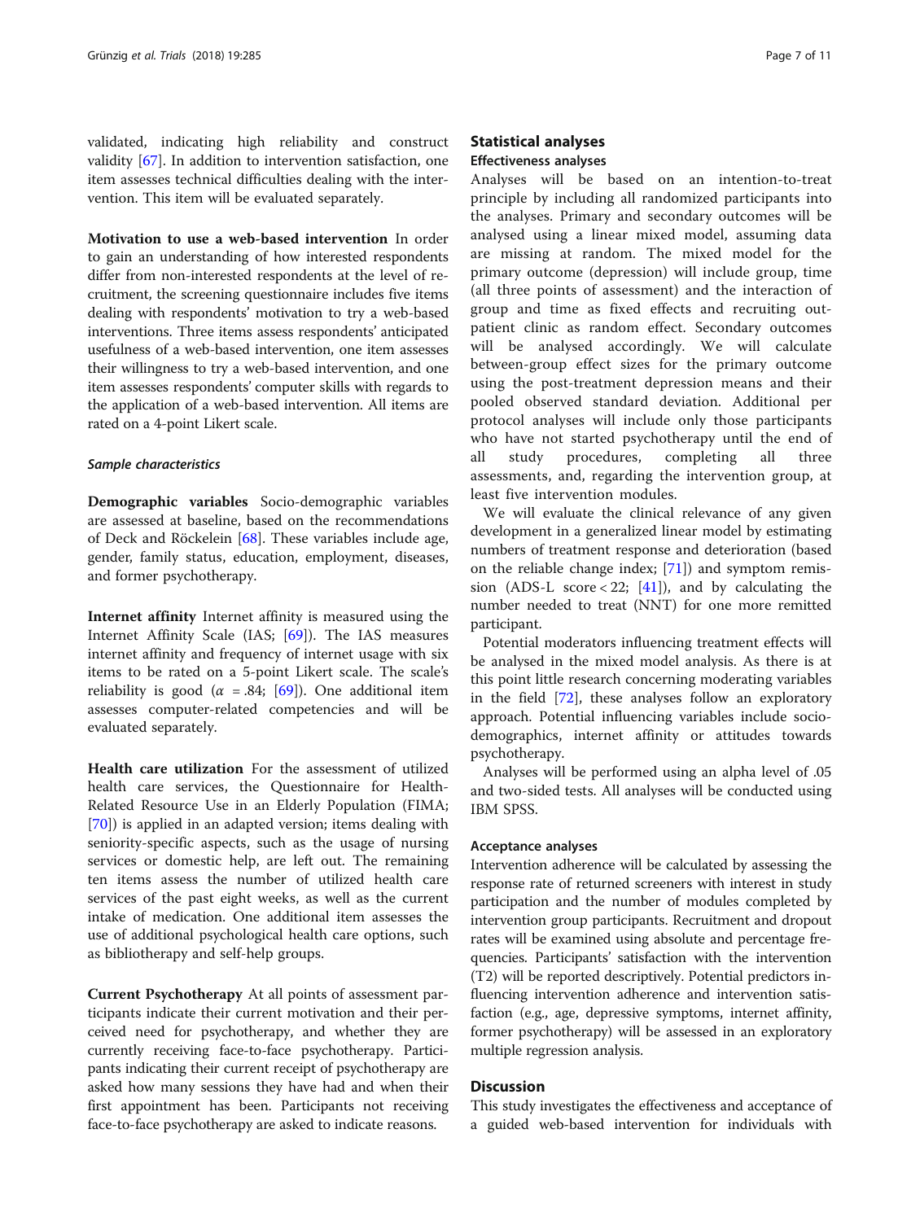validated, indicating high reliability and construct validity [67]. In addition to intervention satisfaction, one item assesses technical difficulties dealing with the intervention. This item will be evaluated separately.

**Motivation to use a web-based intervention** In order to gain an understanding of how interested respondents differ from non-interested respondents at the level of recruitment, the screening questionnaire includes five items dealing with respondents' motivation to try a web-based interventions. Three items assess respondents' anticipated usefulness of a web-based intervention, one item assesses their willingness to try a web-based intervention, and one item assesses respondents' computer skills with regards to the application of a web-based intervention. All items are rated on a 4-point Likert scale.

#### *Sample characteristics*

**Demographic variables** Socio-demographic variables are assessed at baseline, based on the recommendations of Deck and Röckelein [68]. These variables include age, gender, family status, education, employment, diseases, and former psychotherapy.

**Internet affinity** Internet affinity is measured using the Internet Affinity Scale (IAS; [69]). The IAS measures internet affinity and frequency of internet usage with six items to be rated on a 5-point Likert scale. The scale's reliability is good ($\alpha$ = .84; [69]). One additional item assesses computer-related competencies and will be evaluated separately.

**Health care utilization** For the assessment of utilized health care services, the Questionnaire for Health-Related Resource Use in an Elderly Population (FIMA; [70]) is applied in an adapted version; items dealing with seniority-specific aspects, such as the usage of nursing services or domestic help, are left out. The remaining ten items assess the number of utilized health care services of the past eight weeks, as well as the current intake of medication. One additional item assesses the use of additional psychological health care options, such as bibliotherapy and self-help groups.

**Current Psychotherapy** At all points of assessment participants indicate their current motivation and their perceived need for psychotherapy, and whether they are currently receiving face-to-face psychotherapy. Participants indicating their current receipt of psychotherapy are asked how many sessions they have had and when their first appointment has been. Participants not receiving face-to-face psychotherapy are asked to indicate reasons.

## Statistical analyses

### Effectiveness analyses

Analyses will be based on an intention-to-treat principle by including all randomized participants into the analyses. Primary and secondary outcomes will be analysed using a linear mixed model, assuming data are missing at random. The mixed model for the primary outcome (depression) will include group, time (all three points of assessment) and the interaction of group and time as fixed effects and recruiting outpatient clinic as random effect. Secondary outcomes will be analysed accordingly. We will calculate between-group effect sizes for the primary outcome using the post-treatment depression means and their pooled observed standard deviation. Additional per protocol analyses will include only those participants who have not started psychotherapy until the end of all study procedures, completing all three assessments, and, regarding the intervention group, at least five intervention modules.

We will evaluate the clinical relevance of any given development in a generalized linear model by estimating numbers of treatment response and deterioration (based on the reliable change index; [71]) and symptom remission (ADS-L score < 22; [41]), and by calculating the number needed to treat (NNT) for one more remitted participant.

Potential moderators influencing treatment effects will be analysed in the mixed model analysis. As there is at this point little research concerning moderating variables in the field [72], these analyses follow an exploratory approach. Potential influencing variables include socio-demographics, internet affinity or attitudes towards psychotherapy.

Analyses will be performed using an alpha level of .05 and two-sided tests. All analyses will be conducted using IBM SPSS.

### Acceptance analyses

Intervention adherence will be calculated by assessing the response rate of returned screeners with interest in study participation and the number of modules completed by intervention group participants. Recruitment and dropout rates will be examined using absolute and percentage frequencies. Participants' satisfaction with the intervention (T2) will be reported descriptively. Potential predictors influencing intervention adherence and intervention satisfaction (e.g., age, depressive symptoms, internet affinity, former psychotherapy) will be assessed in an exploratory multiple regression analysis.

## Discussion

This study investigates the effectiveness and acceptance of a guided web-based intervention for individuals with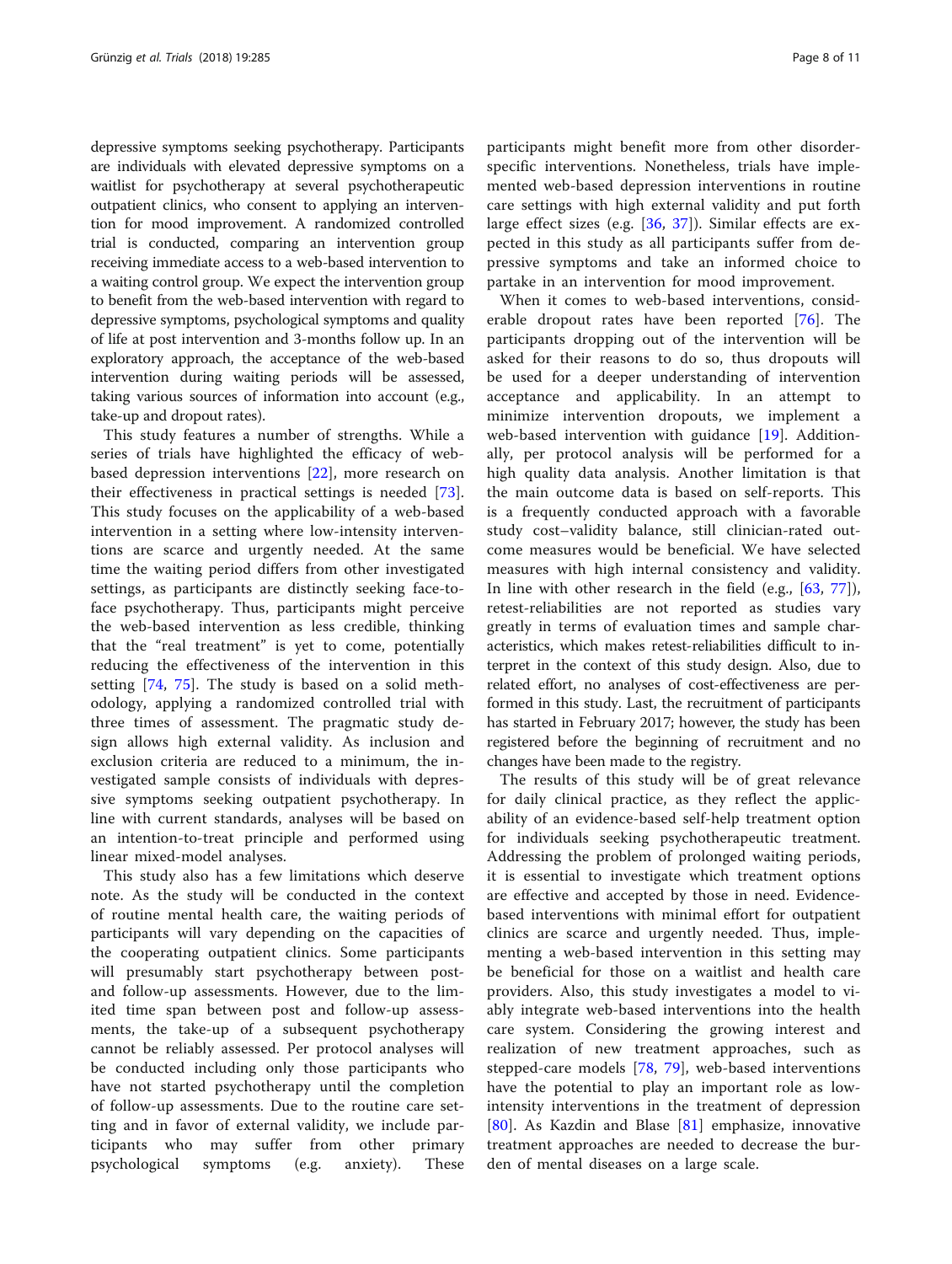depressive symptoms seeking psychotherapy. Participants are individuals with elevated depressive symptoms on a waitlist for psychotherapy at several psychotherapeutic outpatient clinics, who consent to applying an intervention for mood improvement. A randomized controlled trial is conducted, comparing an intervention group receiving immediate access to a web-based intervention to a waiting control group. We expect the intervention group to benefit from the web-based intervention with regard to depressive symptoms, psychological symptoms and quality of life at post intervention and 3-months follow up. In an exploratory approach, the acceptance of the web-based intervention during waiting periods will be assessed, taking various sources of information into account (e.g., take-up and dropout rates).

This study features a number of strengths. While a series of trials have highlighted the efficacy of web-based depression interventions [22], more research on their effectiveness in practical settings is needed [73]. This study focuses on the applicability of a web-based intervention in a setting where low-intensity interventions are scarce and urgently needed. At the same time the waiting period differs from other investigated settings, as participants are distinctly seeking face-to-face psychotherapy. Thus, participants might perceive the web-based intervention as less credible, thinking that the "real treatment" is yet to come, potentially reducing the effectiveness of the intervention in this setting [74, 75]. The study is based on a solid methodology, applying a randomized controlled trial with three times of assessment. The pragmatic study design allows high external validity. As inclusion and exclusion criteria are reduced to a minimum, the investigated sample consists of individuals with depressive symptoms seeking outpatient psychotherapy. In line with current standards, analyses will be based on an intention-to-treat principle and performed using linear mixed-model analyses.

This study also has a few limitations which deserve note. As the study will be conducted in the context of routine mental health care, the waiting periods of participants will vary depending on the capacities of the cooperating outpatient clinics. Some participants will presumably start psychotherapy between post- and follow-up assessments. However, due to the limited time span between post and follow-up assessments, the take-up of a subsequent psychotherapy cannot be reliably assessed. Per protocol analyses will be conducted including only those participants who have not started psychotherapy until the completion of follow-up assessments. Due to the routine care setting and in favor of external validity, we include participants who may suffer from other primary psychological symptoms (e.g. anxiety). These participants might benefit more from other disorder-specific interventions. Nonetheless, trials have implemented web-based depression interventions in routine care settings with high external validity and put forth large effect sizes (e.g. [36, 37]). Similar effects are expected in this study as all participants suffer from depressive symptoms and take an informed choice to partake in an intervention for mood improvement.

When it comes to web-based interventions, considerable dropout rates have been reported [76]. The participants dropping out of the intervention will be asked for their reasons to do so, thus dropouts will be used for a deeper understanding of intervention acceptance and applicability. In an attempt to minimize intervention dropouts, we implement a web-based intervention with guidance [19]. Additionally, per protocol analysis will be performed for a high quality data analysis. Another limitation is that the main outcome data is based on self-reports. This is a frequently conducted approach with a favorable study cost–validity balance, still clinician-rated outcome measures would be beneficial. We have selected measures with high internal consistency and validity. In line with other research in the field (e.g., [63, 77]), retest-reliabilities are not reported as studies vary greatly in terms of evaluation times and sample characteristics, which makes retest-reliabilities difficult to interpret in the context of this study design. Also, due to related effort, no analyses of cost-effectiveness are performed in this study. Last, the recruitment of participants has started in February 2017; however, the study has been registered before the beginning of recruitment and no changes have been made to the registry.

The results of this study will be of great relevance for daily clinical practice, as they reflect the applicability of an evidence-based self-help treatment option for individuals seeking psychotherapeutic treatment. Addressing the problem of prolonged waiting periods, it is essential to investigate which treatment options are effective and accepted by those in need. Evidence-based interventions with minimal effort for outpatient clinics are scarce and urgently needed. Thus, implementing a web-based intervention in this setting may be beneficial for those on a waitlist and health care providers. Also, this study investigates a model to viably integrate web-based interventions into the health care system. Considering the growing interest and realization of new treatment approaches, such as stepped-care models [78, 79], web-based interventions have the potential to play an important role as low-intensity interventions in the treatment of depression [80]. As Kazdin and Blase [81] emphasize, innovative treatment approaches are needed to decrease the burden of mental diseases on a large scale.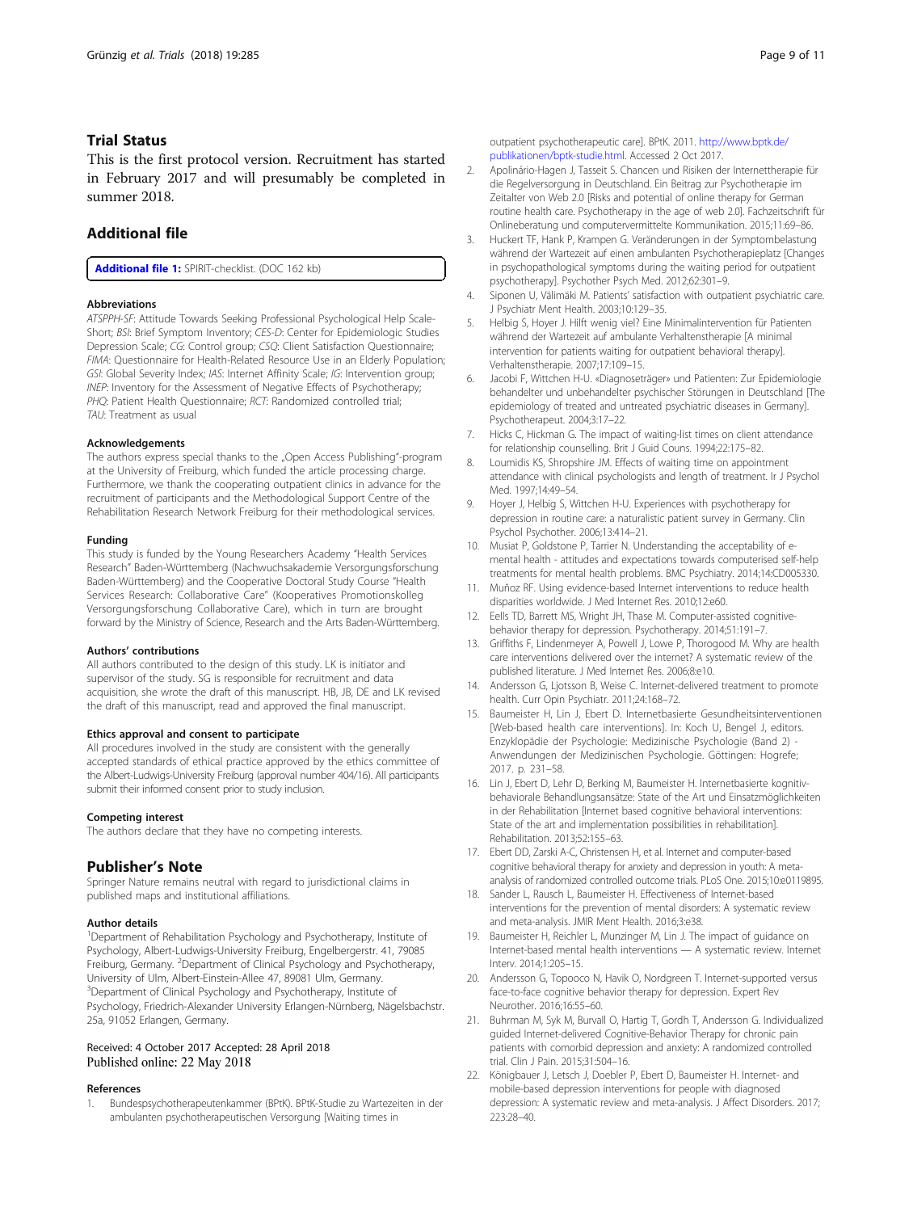## Trial Status

This is the first protocol version. Recruitment has started in February 2017 and will presumably be completed in summer 2018.

## Additional file

**Additional file 1:** SPIRIT-checklist. (DOC 162 kb)

### Abbreviations

*ATSPPH-SF*: Attitude Towards Seeking Professional Psychological Help Scale-Short; *BSI*: Brief Symptom Inventory; *CES-D*: Center for Epidemiologic Studies Depression Scale; *CG*: Control group; *CSQ*: Client Satisfaction Questionnaire; *FIMA*: Questionnaire for Health-Related Resource Use in an Elderly Population; *GSI*: Global Severity Index; *IAS*: Internet Affinity Scale; *IG*: Intervention group; *INEP*: Inventory for the Assessment of Negative Effects of Psychotherapy; *PHQ*: Patient Health Questionnaire; *RCT*: Randomized controlled trial; *TAU*: Treatment as usual

### Acknowledgements

The authors express special thanks to the „Open Access Publishing"-program at the University of Freiburg, which funded the article processing charge. Furthermore, we thank the cooperating outpatient clinics in advance for the recruitment of participants and the Methodological Support Centre of the Rehabilitation Research Network Freiburg for their methodological services.

### Funding

This study is funded by the Young Researchers Academy "Health Services Research" Baden-Württemberg (Nachwuchsakademie Versorgungsforschung Baden-Württemberg) and the Cooperative Doctoral Study Course "Health Services Research: Collaborative Care" (Kooperatives Promotionskolleg Versorgungsforschung Collaborative Care), which in turn are brought forward by the Ministry of Science, Research and the Arts Baden-Württemberg.

### Authors' contributions

All authors contributed to the design of this study. LK is initiator and supervisor of the study. SG is responsible for recruitment and data acquisition, she wrote the draft of this manuscript. HB, JB, DE and LK revised the draft of this manuscript, read and approved the final manuscript.

### Ethics approval and consent to participate

All procedures involved in the study are consistent with the generally accepted standards of ethical practice approved by the ethics committee of the Albert-Ludwigs-University Freiburg (approval number 404/16). All participants submit their informed consent prior to study inclusion.

### Competing interest

The authors declare that they have no competing interests.

## Publisher's Note

Springer Nature remains neutral with regard to jurisdictional claims in published maps and institutional affiliations.

### Author details

[1]Department of Rehabilitation Psychology and Psychotherapy, Institute of Psychology, Albert-Ludwigs-University Freiburg, Engelbergerstr. 41, 79085 Freiburg, Germany. [2]Department of Clinical Psychology and Psychotherapy, University of Ulm, Albert-Einstein-Allee 47, 89081 Ulm, Germany. [3]Department of Clinical Psychology and Psychotherapy, Institute of Psychology, Friedrich-Alexander University Erlangen-Nürnberg, Nägelsbachstr. 25a, 91052 Erlangen, Germany.

Received: 4 October 2017 Accepted: 28 April 2018
Published online: 22 May 2018

### References

1. Bundespsychotherapeutenkammer (BPtK). BPtK-Studie zu Wartezeiten in der ambulanten psychotherapeutischen Versorgung [Waiting times in outpatient psychotherapeutic care]. BPtK. 2011. http://www.bptk.de/publikationen/bptk-studie.html. Accessed 2 Oct 2017.
2. Apolinário-Hagen J, Tasseit S. Chancen und Risiken der Internettherapie für die Regelversorgung in Deutschland. Ein Beitrag zur Psychotherapie im Zeitalter von Web 2.0 [Risks and potential of online therapy for German routine health care. Psychotherapy in the age of web 2.0]. Fachzeitschrift für Onlineberatung und computervermittelte Kommunikation. 2015;11:69–86.
3. Huckert TF, Hank P, Krampen G. Veränderungen in der Symptombelastung während der Wartezeit auf einen ambulanten Psychotherapieplatz [Changes in psychopathological symptoms during the waiting period for outpatient psychotherapy]. Psychother Psych Med. 2012;62:301–9.
4. Siponen U, Välimäki M. Patients' satisfaction with outpatient psychiatric care. J Psychiatr Ment Health. 2003;10:129–35.
5. Helbig S, Hoyer J. Hilft wenig viel? Eine Minimalintervention für Patienten während der Wartezeit auf ambulante Verhaltenstherapie [A minimal intervention for patients waiting for outpatient behavioral therapy]. Verhaltenstherapie. 2007;17:109–15.
6. Jacobi F, Wittchen H-U. «Diagnoseträger» und Patienten: Zur Epidemiologie behandelter und unbehandelter psychischer Störungen in Deutschland [The epidemiology of treated and untreated psychiatric diseases in Germany]. Psychotherapeut. 2004;3:17–22.
7. Hicks C, Hickman G. The impact of waiting-list times on client attendance for relationship counselling. Brit J Guid Couns. 1994;22:175–82.
8. Loumidis KS, Shropshire JM. Effects of waiting time on appointment attendance with clinical psychologists and length of treatment. Ir J Psychol Med. 1997;14:49–54.
9. Hoyer J, Helbig S, Wittchen H-U. Experiences with psychotherapy for depression in routine care: a naturalistic patient survey in Germany. Clin Psychol Psychother. 2006;13:414–21.
10. Musiat P, Goldstone P, Tarrier N. Understanding the acceptability of e-mental health - attitudes and expectations towards computerised self-help treatments for mental health problems. BMC Psychiatry. 2014;14:CD005330.
11. Muñoz RF. Using evidence-based Internet interventions to reduce health disparities worldwide. J Med Internet Res. 2010;12:e60.
12. Eells TD, Barrett MS, Wright JH, Thase M. Computer-assisted cognitive-behavior therapy for depression. Psychotherapy. 2014;51:191–7.
13. Griffiths F, Lindenmeyer A, Powell J, Lowe P, Thorogood M. Why are health care interventions delivered over the internet? A systematic review of the published literature. J Med Internet Res. 2006;8:e10.
14. Andersson G, Ljotsson B, Weise C. Internet-delivered treatment to promote health. Curr Opin Psychiatr. 2011;24:168–72.
15. Baumeister H, Lin J, Ebert D. Internetbasierte Gesundheitsinterventionen [Web-based health care interventions]. In: Koch U, Bengel J, editors. Enzyklopädie der Psychologie: Medizinische Psychologie (Band 2) - Anwendungen der Medizinischen Psychologie. Göttingen: Hogrefe; 2017. p. 231–58.
16. Lin J, Ebert D, Lehr D, Berking M, Baumeister H. Internetbasierte kognitiv-behaviorale Behandlungsansätze: State of the Art und Einsatzmöglichkeiten in der Rehabilitation [Internet based cognitive behavioral interventions: State of the art and implementation possibilities in rehabilitation]. Rehabilitation. 2013;52:155–63.
17. Ebert DD, Zarski A-C, Christensen H, et al. Internet and computer-based cognitive behavioral therapy for anxiety and depression in youth: A meta-analysis of randomized controlled outcome trials. PLoS One. 2015;10:e0119895.
18. Sander L, Rausch L, Baumeister H. Effectiveness of Internet-based interventions for the prevention of mental disorders: A systematic review and meta-analysis. JMIR Ment Health. 2016;3:e38.
19. Baumeister H, Reichler L, Munzinger M, Lin J. The impact of guidance on Internet-based mental health interventions — A systematic review. Internet Interv. 2014;1:205–15.
20. Andersson G, Topooco N, Havik O, Nordgreen T. Internet-supported versus face-to-face cognitive behavior therapy for depression. Expert Rev Neurother. 2016;16:55–60.
21. Buhrman M, Syk M, Burvall O, Hartig T, Gordh T, Andersson G. Individualized guided Internet-delivered Cognitive-Behavior Therapy for chronic pain patients with comorbid depression and anxiety: A randomized controlled trial. Clin J Pain. 2015;31:504–16.
22. Königbauer J, Letsch J, Doebler P, Ebert D, Baumeister H. Internet- and mobile-based depression interventions for people with diagnosed depression: A systematic review and meta-analysis. J Affect Disorders. 2017; 223:28–40.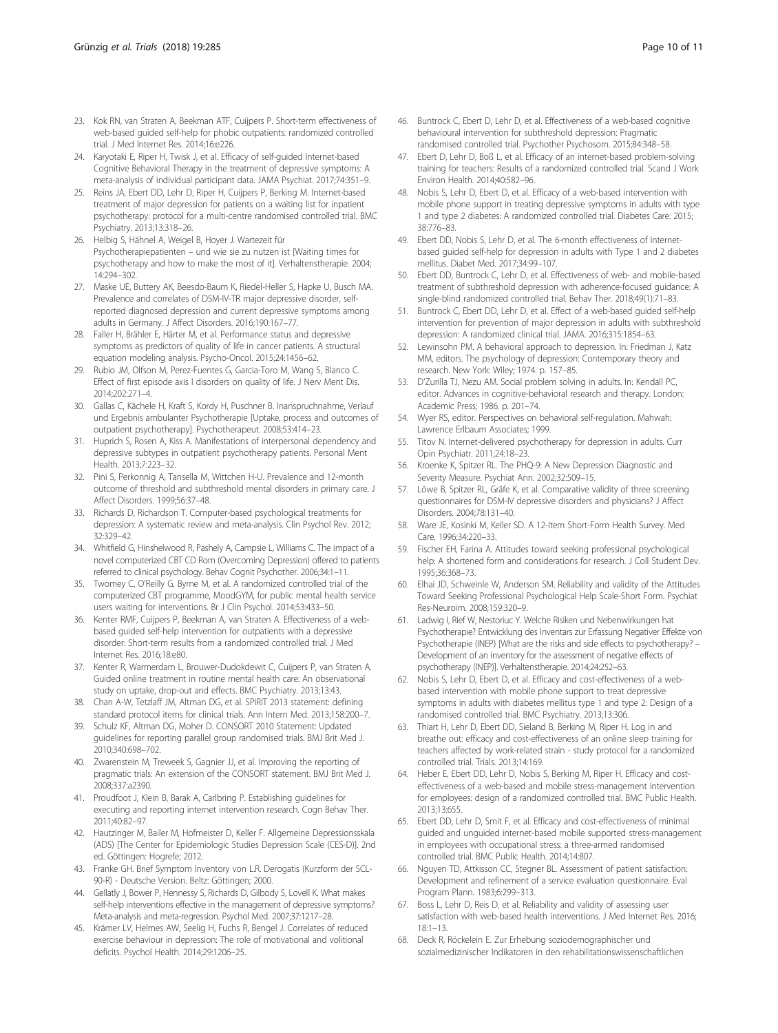23. Kok RN, van Straten A, Beekman ATF, Cuijpers P. Short-term effectiveness of web-based guided self-help for phobic outpatients: randomized controlled trial. J Med Internet Res. 2014;16:e226.
24. Karyotaki E, Riper H, Twisk J, et al. Efficacy of self-guided Internet-based Cognitive Behavioral Therapy in the treatment of depressive symptoms: A meta-analysis of individual participant data. JAMA Psychiat. 2017;74:351–9.
25. Reins JA, Ebert DD, Lehr D, Riper H, Cuijpers P, Berking M. Internet-based treatment of major depression for patients on a waiting list for inpatient psychotherapy: protocol for a multi-centre randomised controlled trial. BMC Psychiatry. 2013;13:318–26.
26. Helbig S, Hähnel A, Weigel B, Hoyer J. Wartezeit für Psychotherapiepatienten – und wie sie zu nutzen ist [Waiting times for psychotherapy and how to make the most of it]. Verhaltenstherapie. 2004; 14:294–302.
27. Maske UE, Buttery AK, Beesdo-Baum K, Riedel-Heller S, Hapke U, Busch MA. Prevalence and correlates of DSM-IV-TR major depressive disorder, self-reported diagnosed depression and current depressive symptoms among adults in Germany. J Affect Disorders. 2016;190:167–77.
28. Faller H, Brähler E, Härter M, et al. Performance status and depressive symptoms as predictors of quality of life in cancer patients. A structural equation modeling analysis. Psycho-Oncol. 2015;24:1456–62.
29. Rubio JM, Olfson M, Perez-Fuentes G, Garcia-Toro M, Wang S, Blanco C. Effect of first episode axis I disorders on quality of life. J Nerv Ment Dis. 2014;202:271–4.
30. Gallas C, Kächele H, Kraft S, Kordy H, Puschner B. Inanspruchnahme, Verlauf und Ergebnis ambulanter Psychotherapie [Uptake, process and outcomes of outpatient psychotherapy]. Psychotherapeut. 2008;53:414–23.
31. Huprich S, Rosen A, Kiss A. Manifestations of interpersonal dependency and depressive subtypes in outpatient psychotherapy patients. Personal Ment Health. 2013;7:223–32.
32. Pini S, Perkonnig A, Tansella M, Wittchen H-U. Prevalence and 12-month outcome of threshold and subthreshold mental disorders in primary care. J Affect Disorders. 1999;56:37–48.
33. Richards D, Richardson T. Computer-based psychological treatments for depression: A systematic review and meta-analysis. Clin Psychol Rev. 2012; 32:329–42.
34. Whitfield G, Hinshelwood R, Pashely A, Campsie L, Williams C. The impact of a novel computerized CBT CD Rom (Overcoming Depression) offered to patients referred to clinical psychology. Behav Cognit Psychother. 2006;34:1–11.
35. Twomey C, O'Reilly G, Byrne M, et al. A randomized controlled trial of the computerized CBT programme, MoodGYM, for public mental health service users waiting for interventions. Br J Clin Psychol. 2014;53:433–50.
36. Kenter RMF, Cuijpers P, Beekman A, van Straten A. Effectiveness of a web-based guided self-help intervention for outpatients with a depressive disorder: Short-term results from a randomized controlled trial. J Med Internet Res. 2016;18:e80.
37. Kenter R, Warmerdam L, Brouwer-Dudokdewit C, Cuijpers P, van Straten A. Guided online treatment in routine mental health care: An observational study on uptake, drop-out and effects. BMC Psychiatry. 2013;13:43.
38. Chan A-W, Tetzlaff JM, Altman DG, et al. SPIRIT 2013 statement: defining standard protocol items for clinical trials. Ann Intern Med. 2013;158:200–7.
39. Schulz KF, Altman DG, Moher D. CONSORT 2010 Statement: Updated guidelines for reporting parallel group randomised trials. BMJ Brit Med J. 2010;340:698–702.
40. Zwarenstein M, Treweek S, Gagnier JJ, et al. Improving the reporting of pragmatic trials: An extension of the CONSORT statement. BMJ Brit Med J. 2008;337:a2390.
41. Proudfoot J, Klein B, Barak A, Carlbring P. Establishing guidelines for executing and reporting internet intervention research. Cogn Behav Ther. 2011;40:82–97.
42. Hautzinger M, Bailer M, Hofmeister D, Keller F. Allgemeine Depressionsskala (ADS) [The Center for Epidemiologic Studies Depression Scale (CES-D)]. 2nd ed. Göttingen: Hogrefe; 2012.
43. Franke GH. Brief Symptom Inventory von L.R. Derogatis (Kurzform der SCL-90-R) - Deutsche Version. Beltz: Göttingen; 2000.
44. Gellatly J, Bower P, Hennessy S, Richards D, Gilbody S, Lovell K. What makes self-help interventions effective in the management of depressive symptoms? Meta-analysis and meta-regression. Psychol Med. 2007;37:1217–28.
45. Krämer LV, Helmes AW, Seelig H, Fuchs R, Bengel J. Correlates of reduced exercise behaviour in depression: The role of motivational and volitional deficits. Psychol Health. 2014;29:1206–25.
46. Buntrock C, Ebert D, Lehr D, et al. Effectiveness of a web-based cognitive behavioural intervention for subthreshold depression: Pragmatic randomised controlled trial. Psychother Psychosom. 2015;84:348–58.
47. Ebert D, Lehr D, Boß L, et al. Efficacy of an internet-based problem-solving training for teachers: Results of a randomized controlled trial. Scand J Work Environ Health. 2014;40:582–96.
48. Nobis S, Lehr D, Ebert D, et al. Efficacy of a web-based intervention with mobile phone support in treating depressive symptoms in adults with type 1 and type 2 diabetes: A randomized controlled trial. Diabetes Care. 2015; 38:776–83.
49. Ebert DD, Nobis S, Lehr D, et al. The 6-month effectiveness of Internet-based guided self-help for depression in adults with Type 1 and 2 diabetes mellitus. Diabet Med. 2017;34:99–107.
50. Ebert DD, Buntrock C, Lehr D, et al. Effectiveness of web- and mobile-based treatment of subthreshold depression with adherence-focused guidance: A single-blind randomized controlled trial. Behav Ther. 2018;49(1):71–83.
51. Buntrock C, Ebert DD, Lehr D, et al. Effect of a web-based guided self-help intervention for prevention of major depression in adults with subthreshold depression: A randomized clinical trial. JAMA. 2016;315:1854–63.
52. Lewinsohn PM. A behavioral approach to depression. In: Friedman J, Katz MM, editors. The psychology of depression: Contemporary theory and research. New York: Wiley; 1974. p. 157–85.
53. D'Zurilla TJ, Nezu AM. Social problem solving in adults. In: Kendall PC, editor. Advances in cognitive-behavioral research and therapy. London: Academic Press; 1986. p. 201–74.
54. Wyer RS, editor. Perspectives on behavioral self-regulation. Mahwah: Lawrence Erlbaum Associates; 1999.
55. Titov N. Internet-delivered psychotherapy for depression in adults. Curr Opin Psychiatr. 2011;24:18–23.
56. Kroenke K, Spitzer RL. The PHQ-9: A New Depression Diagnostic and Severity Measure. Psychiat Ann. 2002;32:509–15.
57. Löwe B, Spitzer RL, Gräfe K, et al. Comparative validity of three screening questionnaires for DSM-IV depressive disorders and physicians? J Affect Disorders. 2004;78:131–40.
58. Ware JE, Kosinki M, Keller SD. A 12-Item Short-Form Health Survey. Med Care. 1996;34:220–33.
59. Fischer EH, Farina A. Attitudes toward seeking professional psychological help: A shortened form and considerations for research. J Coll Student Dev. 1995;36:368–73.
60. Elhai JD, Schweinle W, Anderson SM. Reliability and validity of the Attitudes Toward Seeking Professional Psychological Help Scale-Short Form. Psychiat Res-Neuroim. 2008;159:320–9.
61. Ladwig I, Rief W, Nestoriuc Y. Welche Risiken und Nebenwirkungen hat Psychotherapie? Entwicklung des Inventars zur Erfassung Negativer Effekte von Psychotherapie (INEP) [What are the risks and side effects to psychotherapy? – Development of an inventory for the assessment of negative effects of psychotherapy (INEP)]. Verhaltenstherapie. 2014;24:252–63.
62. Nobis S, Lehr D, Ebert D, et al. Efficacy and cost-effectiveness of a web-based intervention with mobile phone support to treat depressive symptoms in adults with diabetes mellitus type 1 and type 2: Design of a randomised controlled trial. BMC Psychiatry. 2013;13:306.
63. Thiart H, Lehr D, Ebert DD, Sieland B, Berking M, Riper H. Log in and breathe out: efficacy and cost-effectiveness of an online sleep training for teachers affected by work-related strain - study protocol for a randomized controlled trial. Trials. 2013;14:169.
64. Heber E, Ebert DD, Lehr D, Nobis S, Berking M, Riper H. Efficacy and cost-effectiveness of a web-based and mobile stress-management intervention for employees: design of a randomized controlled trial. BMC Public Health. 2013;13:655.
65. Ebert DD, Lehr D, Smit F, et al. Efficacy and cost-effectiveness of minimal guided and unguided internet-based mobile supported stress-management in employees with occupational stress: a three-armed randomised controlled trial. BMC Public Health. 2014;14:807.
66. Nguyen TD, Attkisson CC, Stegner BL. Assessment of patient satisfaction: Development and refinement of a service evaluation questionnaire. Eval Program Plann. 1983;6:299–313.
67. Boss L, Lehr D, Reis D, et al. Reliability and validity of assessing user satisfaction with web-based health interventions. J Med Internet Res. 2016; 18:1–13.
68. Deck R, Röckelein E. Zur Erhebung soziodemographischer und sozialmedizinischer Indikatoren in den rehabilitationswissenschaftlichen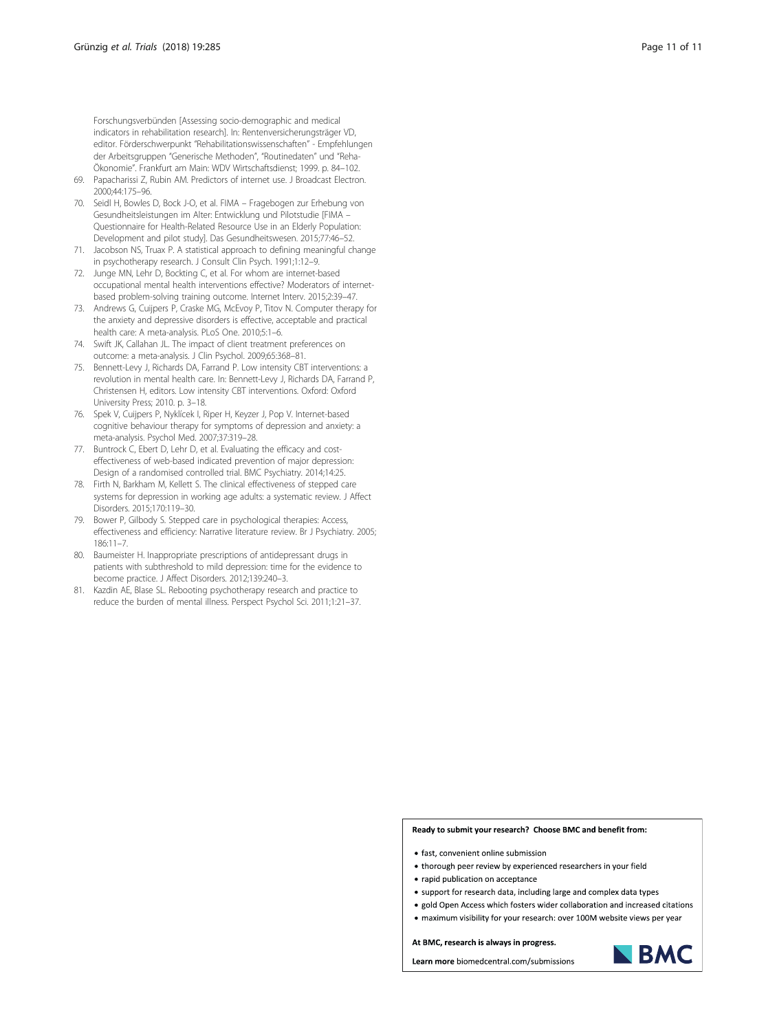Forschungsverbünden [Assessing socio-demographic and medical indicators in rehabilitation research]. In: Rentenversicherungsträger VD, editor. Förderschwerpunkt "Rehabilitationswissenschaften" - Empfehlungen der Arbeitsgruppen "Generische Methoden", "Routinedaten" und "Reha-Ökonomie". Frankfurt am Main: WDV Wirtschaftsdienst; 1999. p. 84–102.

69. Papacharissi Z, Rubin AM. Predictors of internet use. J Broadcast Electron. 2000;44:175–96.
70. Seidl H, Bowles D, Bock J-O, et al. FIMA – Fragebogen zur Erhebung von Gesundheitsleistungen im Alter: Entwicklung und Pilotstudie [FIMA – Questionnaire for Health-Related Resource Use in an Elderly Population: Development and pilot study]. Das Gesundheitswesen. 2015;77:46–52.
71. Jacobson NS, Truax P. A statistical approach to defining meaningful change in psychotherapy research. J Consult Clin Psych. 1991;1:12–9.
72. Junge MN, Lehr D, Bockting C, et al. For whom are internet-based occupational mental health interventions effective? Moderators of internet-based problem-solving training outcome. Internet Interv. 2015;2:39–47.
73. Andrews G, Cuijpers P, Craske MG, McEvoy P, Titov N. Computer therapy for the anxiety and depressive disorders is effective, acceptable and practical health care: A meta-analysis. PLoS One. 2010;5:1–6.
74. Swift JK, Callahan JL. The impact of client treatment preferences on outcome: a meta-analysis. J Clin Psychol. 2009;65:368–81.
75. Bennett-Levy J, Richards DA, Farrand P. Low intensity CBT interventions: a revolution in mental health care. In: Bennett-Levy J, Richards DA, Farrand P, Christensen H, editors. Low intensity CBT interventions. Oxford: Oxford University Press; 2010. p. 3–18.
76. Spek V, Cuijpers P, Nyklícek I, Riper H, Keyzer J, Pop V. Internet-based cognitive behaviour therapy for symptoms of depression and anxiety: a meta-analysis. Psychol Med. 2007;37:319–28.
77. Buntrock C, Ebert D, Lehr D, et al. Evaluating the efficacy and cost-effectiveness of web-based indicated prevention of major depression: Design of a randomised controlled trial. BMC Psychiatry. 2014;14:25.
78. Firth N, Barkham M, Kellett S. The clinical effectiveness of stepped care systems for depression in working age adults: a systematic review. J Affect Disorders. 2015;170:119–30.
79. Bower P, Gilbody S. Stepped care in psychological therapies: Access, effectiveness and efficiency: Narrative literature review. Br J Psychiatry. 2005;186:11–7.
80. Baumeister H. Inappropriate prescriptions of antidepressant drugs in patients with subthreshold to mild depression: time for the evidence to become practice. J Affect Disorders. 2012;139:240–3.
81. Kazdin AE, Blase SL. Rebooting psychotherapy research and practice to reduce the burden of mental illness. Perspect Psychol Sci. 2011;1:21–37.

**Ready to submit your research? Choose BMC and benefit from:**

- fast, convenient online submission
- thorough peer review by experienced researchers in your field
- rapid publication on acceptance
- support for research data, including large and complex data types
- gold Open Access which fosters wider collaboration and increased citations
- maximum visibility for your research: over 100M website views per year

**At BMC, research is always in progress.**

**Learn more** biomedcentral.com/submissions

BMC